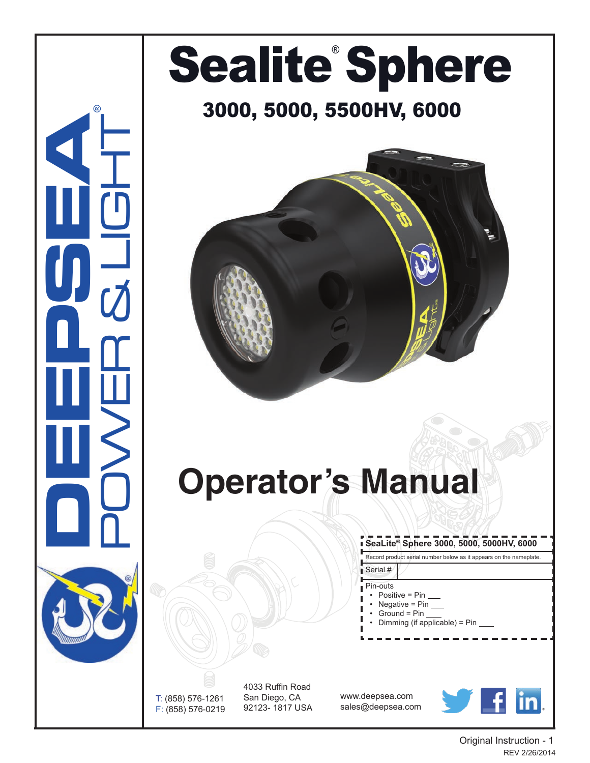# Sealite® Sphere

## 3000, 5000, 5500HV, 6000

DEEPSEA® POWER & LIGHT

# Operator's Manual

**SeaLite® Sphere 3000, 5000, 5000HV, 6000**

Record product serial number below as it appears on the nameplate.

| Serial # | |
|---|---|

Pin-outs

- Positive = Pin ___
- Negative = Pin ___
- Ground = Pin ___
- Dimming (if applicable) = Pin ___

T: (858) 576-1261
F: (858) 576-0219

4033 Ruffin Road
San Diego, CA
92123- 1817 USA

www.deepsea.com
sales@deepsea.com

Original Instruction - 1
REV 2/26/2014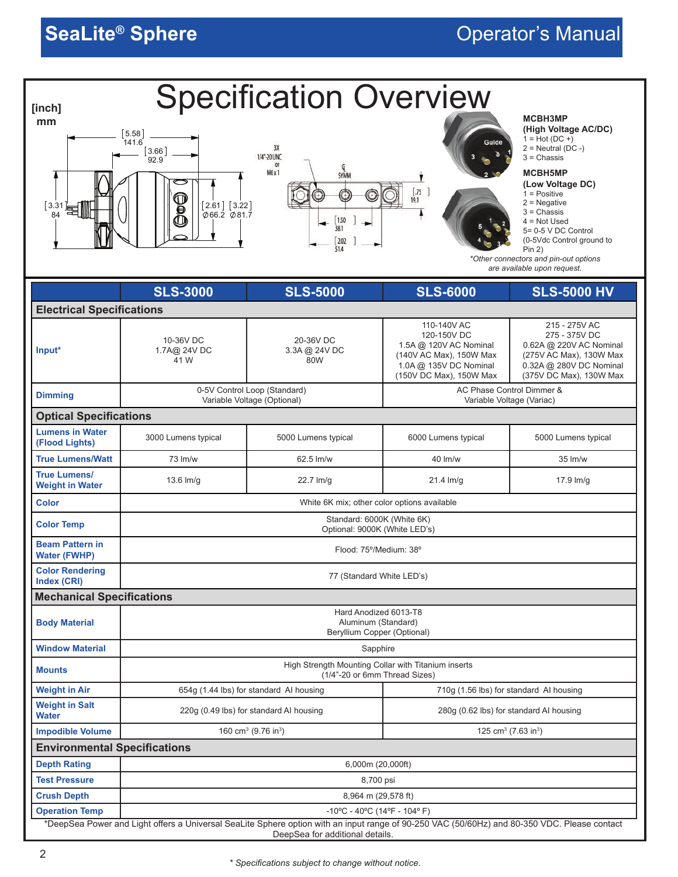# Specification Overview

[inch]
mm

[5.58] 141.6
[3.66] 92.9
[3.31] 84
[2.61] Ø66.2
[3.22] Ø81.7

3X 1/4"-20UNC or M6x1

SYMM

[.75] 19.1
[1.50] 38.1
[2.02] 51.4

**MCBH3MP**
**(High Voltage AC/DC)**
1 = Hot (DC +)
2 = Neutral (DC -)
3 = Chassis

**MCBH5MP**
**(Low Voltage DC)**
1 = Positive
2 = Negative
3 = Chassis
4 = Not Used
5= 0-5 V DC Control (0-5Vdc Control ground to Pin 2)

*\*Other connectors and pin-out options are available upon request.*

| | SLS-3000 | SLS-5000 | SLS-6000 | SLS-5000 HV |
|---|---|---|---|---|
| **Electrical Specifications** | | | | |
| **Input\*** | 10-36V DC<br>1.7A@ 24V DC<br>41 W | 20-36V DC<br>3.3A @ 24V DC<br>80W | 110-140V AC<br>120-150V DC<br>1.5A @ 120V AC Nominal<br>(140V AC Max), 150W Max<br>1.0A @ 135V DC Nominal<br>(150V DC Max), 150W Max | 215 - 275V AC<br>275 - 375V DC<br>0.62A @ 220V AC Nominal<br>(275V AC Max), 130W Max<br>0.32A @ 280V DC Nominal<br>(375V DC Max), 130W Max |
| **Dimming** | 0-5V Control Loop (Standard)<br>Variable Voltage (Optional) | | AC Phase Control Dimmer &<br>Variable Voltage (Variac) | |
| **Optical Specifications** | | | | |
| **Lumens in Water (Flood Lights)** | 3000 Lumens typical | 5000 Lumens typical | 6000 Lumens typical | 5000 Lumens typical |
| **True Lumens/Watt** | 73 lm/w | 62.5 lm/w | 40 lm/w | 35 lm/w |
| **True Lumens/ Weight in Water** | 13.6 lm/g | 22.7 lm/g | 21.4 lm/g | 17.9 lm/g |
| **Color** | White 6K mix; other color options available | | | |
| **Color Temp** | Standard: 6000K (White 6K)<br>Optional: 9000K (White LED's) | | | |
| **Beam Pattern in Water (FWHP)** | Flood: 75º/Medium: 38º | | | |
| **Color Rendering Index (CRI)** | 77 (Standard White LED's) | | | |
| **Mechanical Specifications** | | | | |
| **Body Material** | Hard Anodized 6013-T8<br>Aluminum (Standard)<br>Beryllium Copper (Optional) | | | |
| **Window Material** | Sapphire | | | |
| **Mounts** | High Strength Mounting Collar with Titanium inserts<br>(1/4"-20 or 6mm Thread Sizes) | | | |
| **Weight in Air** | 654g (1.44 lbs) for standard Al housing | | 710g (1.56 lbs) for standard Al housing | |
| **Weight in Salt Water** | 220g (0.49 lbs) for standard Al housing | | 280g (0.62 lbs) for standard Al housing | |
| **Impodible Volume** | 160 cm³ (9.76 in³) | | 125 cm³ (7.63 in³) | |
| **Environmental Specifications** | | | | |
| **Depth Rating** | 6,000m (20,000ft) | | | |
| **Test Pressure** | 8,700 psi | | | |
| **Crush Depth** | 8,964 m (29,578 ft) | | | |
| **Operation Temp** | -10ºC - 40ºC (14ºF - 104º F) | | | |

\*DeepSea Power and Light offers a Universal SeaLite Sphere option with an input range of 90-250 VAC (50/60Hz) and 80-350 VDC. Please contact DeepSea for additional details.

*\* Specifications subject to change without notice.*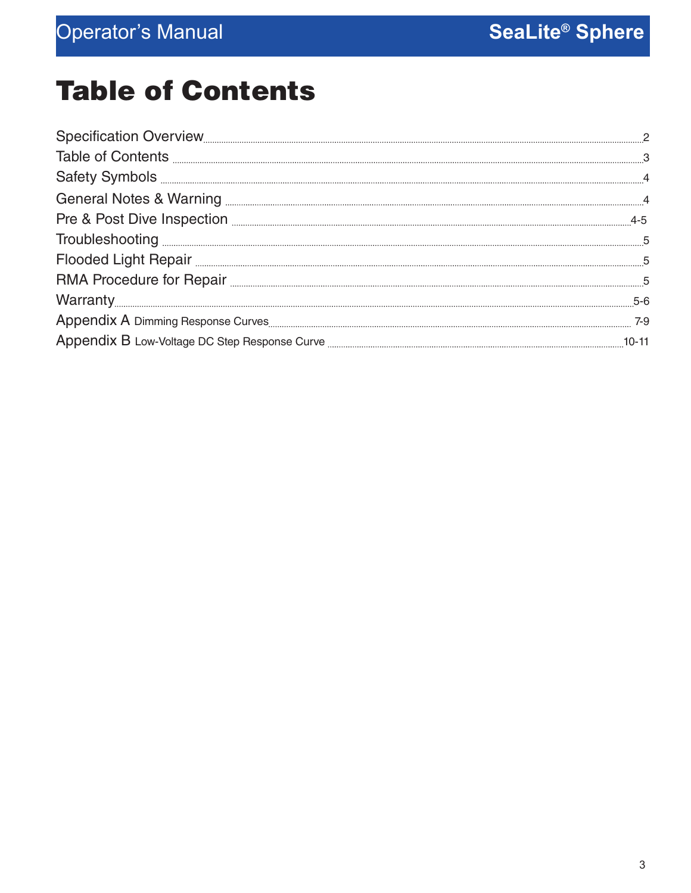# Table of Contents

| | |
|---|---|
| Specification Overview | 2 |
| Table of Contents | 3 |
| Safety Symbols | 4 |
| General Notes & Warning | 4 |
| Pre & Post Dive Inspection | 4-5 |
| Troubleshooting | 5 |
| Flooded Light Repair | 5 |
| RMA Procedure for Repair | 5 |
| Warranty | 5-6 |
| Appendix A Dimming Response Curves | 7-9 |
| Appendix B Low-Voltage DC Step Response Curve | 10-11 |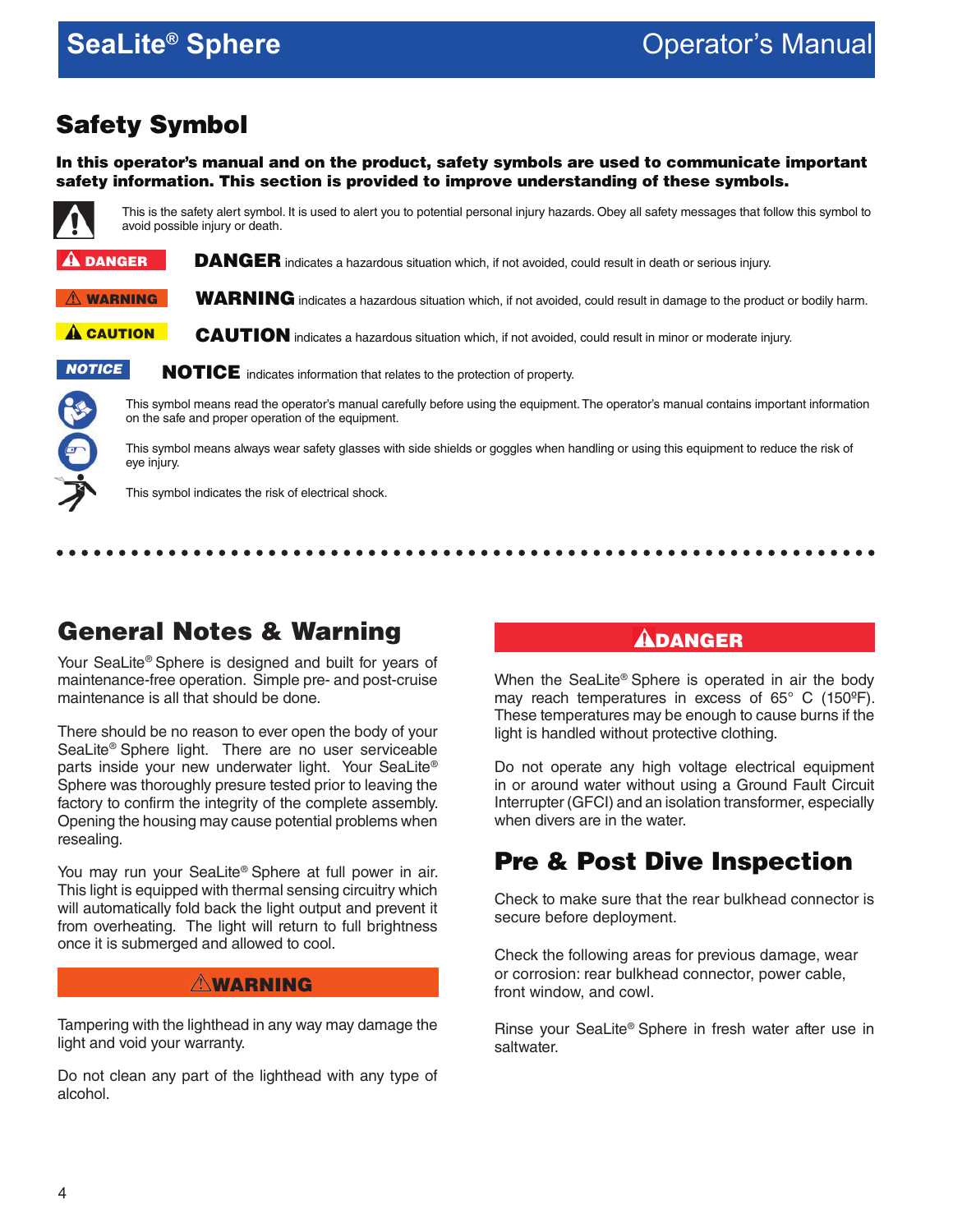## Safety Symbol

**In this operator's manual and on the product, safety symbols are used to communicate important safety information. This section is provided to improve understanding of these symbols.**

This is the safety alert symbol. It is used to alert you to potential personal injury hazards. Obey all safety messages that follow this symbol to avoid possible injury or death.

**DANGER** indicates a hazardous situation which, if not avoided, could result in death or serious injury.

**WARNING** indicates a hazardous situation which, if not avoided, could result in damage to the product or bodily harm.

**CAUTION** indicates a hazardous situation which, if not avoided, could result in minor or moderate injury.

**NOTICE** indicates information that relates to the protection of property.

This symbol means read the operator's manual carefully before using the equipment. The operator's manual contains important information on the safe and proper operation of the equipment.

This symbol means always wear safety glasses with side shields or goggles when handling or using this equipment to reduce the risk of eye injury.

This symbol indicates the risk of electrical shock.

## General Notes & Warning

Your SeaLite® Sphere is designed and built for years of maintenance-free operation. Simple pre- and post-cruise maintenance is all that should be done.

There should be no reason to ever open the body of your SeaLite® Sphere light. There are no user serviceable parts inside your new underwater light. Your SeaLite® Sphere was thoroughly presure tested prior to leaving the factory to confirm the integrity of the complete assembly. Opening the housing may cause potential problems when resealing.

You may run your SeaLite® Sphere at full power in air. This light is equipped with thermal sensing circuitry which will automatically fold back the light output and prevent it from overheating. The light will return to full brightness once it is submerged and allowed to cool.

**⚠WARNING**

Tampering with the lighthead in any way may damage the light and void your warranty.

Do not clean any part of the lighthead with any type of alcohol.

**⚠DANGER**

When the SeaLite® Sphere is operated in air the body may reach temperatures in excess of 65° C (150ºF). These temperatures may be enough to cause burns if the light is handled without protective clothing.

Do not operate any high voltage electrical equipment in or around water without using a Ground Fault Circuit Interrupter (GFCI) and an isolation transformer, especially when divers are in the water.

## Pre & Post Dive Inspection

Check to make sure that the rear bulkhead connector is secure before deployment.

Check the following areas for previous damage, wear or corrosion: rear bulkhead connector, power cable, front window, and cowl.

Rinse your SeaLite® Sphere in fresh water after use in saltwater.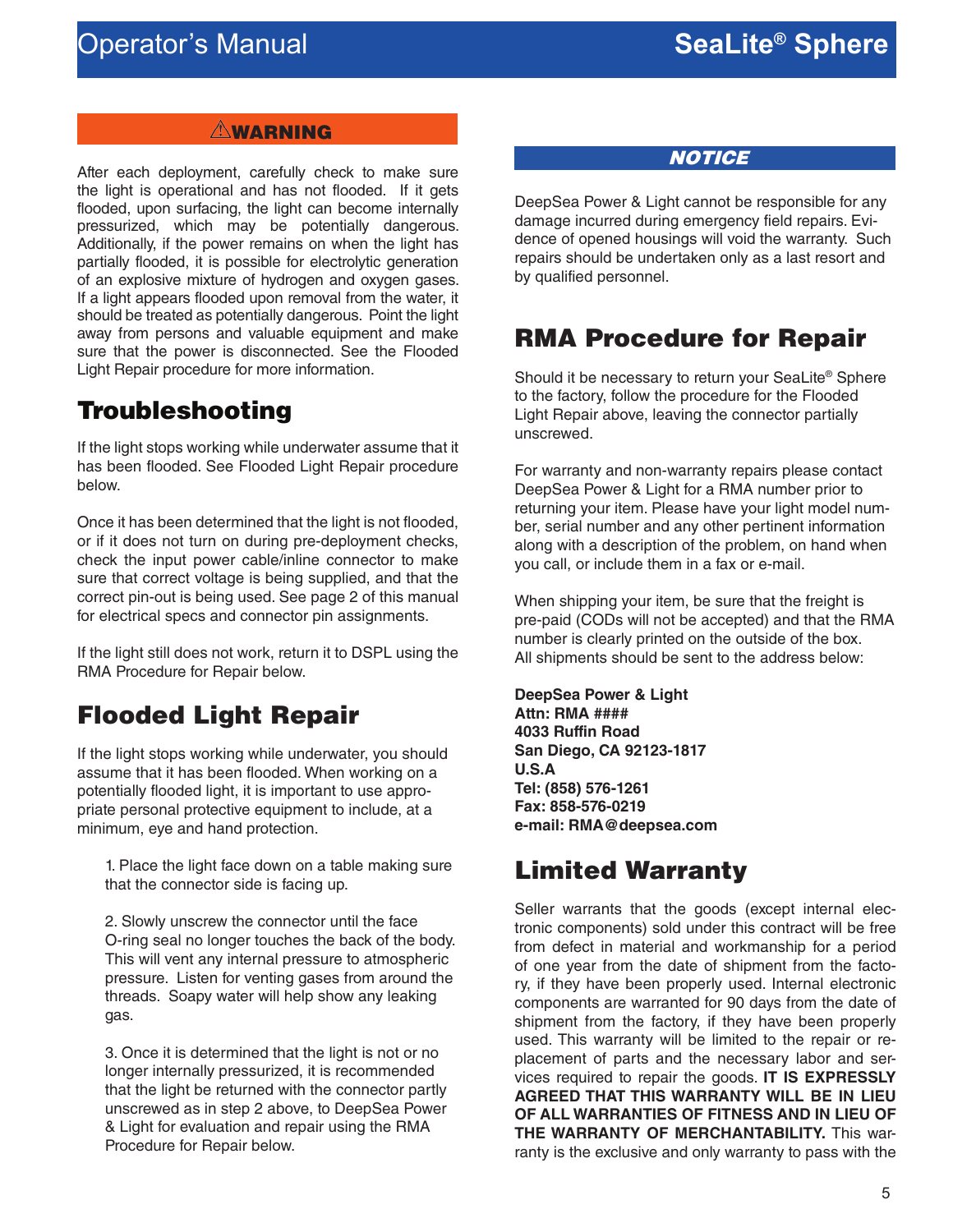**⚠WARNING**

After each deployment, carefully check to make sure the light is operational and has not flooded. If it gets flooded, upon surfacing, the light can become internally pressurized, which may be potentially dangerous. Additionally, if the power remains on when the light has partially flooded, it is possible for electrolytic generation of an explosive mixture of hydrogen and oxygen gases. If a light appears flooded upon removal from the water, it should be treated as potentially dangerous. Point the light away from persons and valuable equipment and make sure that the power is disconnected. See the Flooded Light Repair procedure for more information.

## Troubleshooting

If the light stops working while underwater assume that it has been flooded. See Flooded Light Repair procedure below.

Once it has been determined that the light is not flooded, or if it does not turn on during pre-deployment checks, check the input power cable/inline connector to make sure that correct voltage is being supplied, and that the correct pin-out is being used. See page 2 of this manual for electrical specs and connector pin assignments.

If the light still does not work, return it to DSPL using the RMA Procedure for Repair below.

## Flooded Light Repair

If the light stops working while underwater, you should assume that it has been flooded. When working on a potentially flooded light, it is important to use appropriate personal protective equipment to include, at a minimum, eye and hand protection.

1. Place the light face down on a table making sure that the connector side is facing up.

2. Slowly unscrew the connector until the face O-ring seal no longer touches the back of the body. This will vent any internal pressure to atmospheric pressure. Listen for venting gases from around the threads. Soapy water will help show any leaking gas.

3. Once it is determined that the light is not or no longer internally pressurized, it is recommended that the light be returned with the connector partly unscrewed as in step 2 above, to DeepSea Power & Light for evaluation and repair using the RMA Procedure for Repair below.

***NOTICE***

DeepSea Power & Light cannot be responsible for any damage incurred during emergency field repairs. Evidence of opened housings will void the warranty. Such repairs should be undertaken only as a last resort and by qualified personnel.

## RMA Procedure for Repair

Should it be necessary to return your SeaLite® Sphere to the factory, follow the procedure for the Flooded Light Repair above, leaving the connector partially unscrewed.

For warranty and non-warranty repairs please contact DeepSea Power & Light for a RMA number prior to returning your item. Please have your light model number, serial number and any other pertinent information along with a description of the problem, on hand when you call, or include them in a fax or e-mail.

When shipping your item, be sure that the freight is pre-paid (CODs will not be accepted) and that the RMA number is clearly printed on the outside of the box. All shipments should be sent to the address below:

**DeepSea Power & Light**
**Attn: RMA ####**
**4033 Ruffin Road**
**San Diego, CA 92123-1817**
**U.S.A**
**Tel: (858) 576-1261**
**Fax: 858-576-0219**
**e-mail: RMA@deepsea.com**

## Limited Warranty

Seller warrants that the goods (except internal electronic components) sold under this contract will be free from defect in material and workmanship for a period of one year from the date of shipment from the factory, if they have been properly used. Internal electronic components are warranted for 90 days from the date of shipment from the factory, if they have been properly used. This warranty will be limited to the repair or replacement of parts and the necessary labor and services required to repair the goods. **IT IS EXPRESSLY AGREED THAT THIS WARRANTY WILL BE IN LIEU OF ALL WARRANTIES OF FITNESS AND IN LIEU OF THE WARRANTY OF MERCHANTABILITY.** This warranty is the exclusive and only warranty to pass with the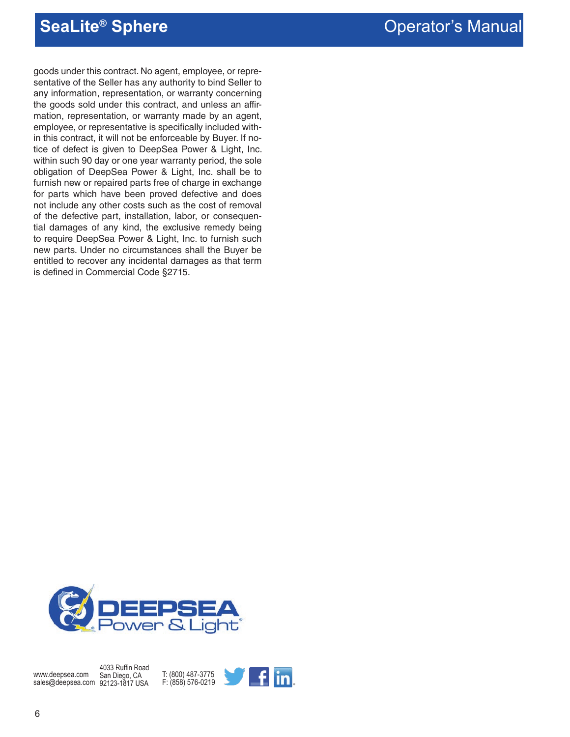goods under this contract. No agent, employee, or representative of the Seller has any authority to bind Seller to any information, representation, or warranty concerning the goods sold under this contract, and unless an affirmation, representation, or warranty made by an agent, employee, or representative is specifically included within this contract, it will not be enforceable by Buyer. If notice of defect is given to DeepSea Power & Light, Inc. within such 90 day or one year warranty period, the sole obligation of DeepSea Power & Light, Inc. shall be to furnish new or repaired parts free of charge in exchange for parts which have been proved defective and does not include any other costs such as the cost of removal of the defective part, installation, labor, or consequential damages of any kind, the exclusive remedy being to require DeepSea Power & Light, Inc. to furnish such new parts. Under no circumstances shall the Buyer be entitled to recover any incidental damages as that term is defined in Commercial Code §2715.

DEEPSEA Power & Light®

www.deepsea.com
sales@deepsea.com

4033 Ruffin Road
San Diego, CA
92123-1817 USA

T: (800) 487-3775
F: (858) 576-0219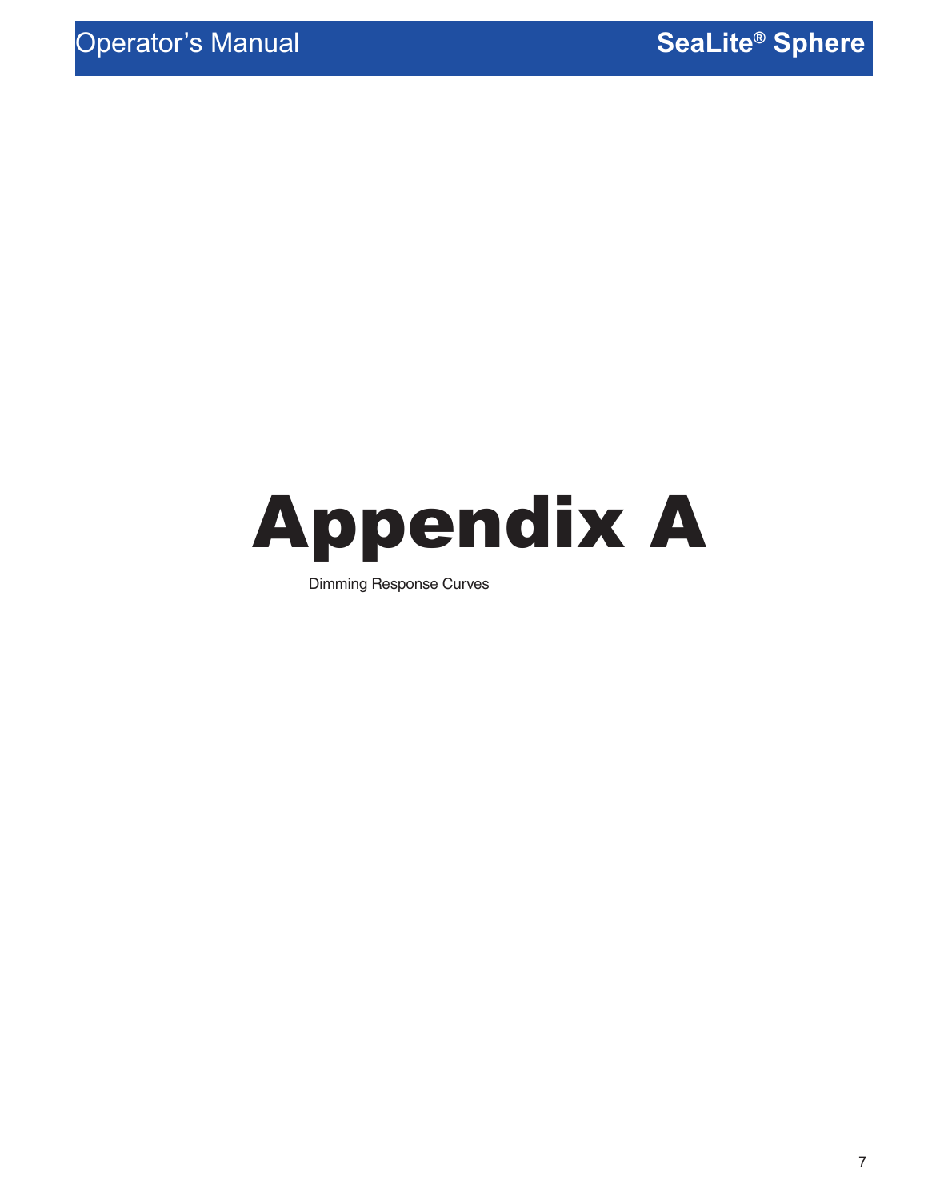# Appendix A

Dimming Response Curves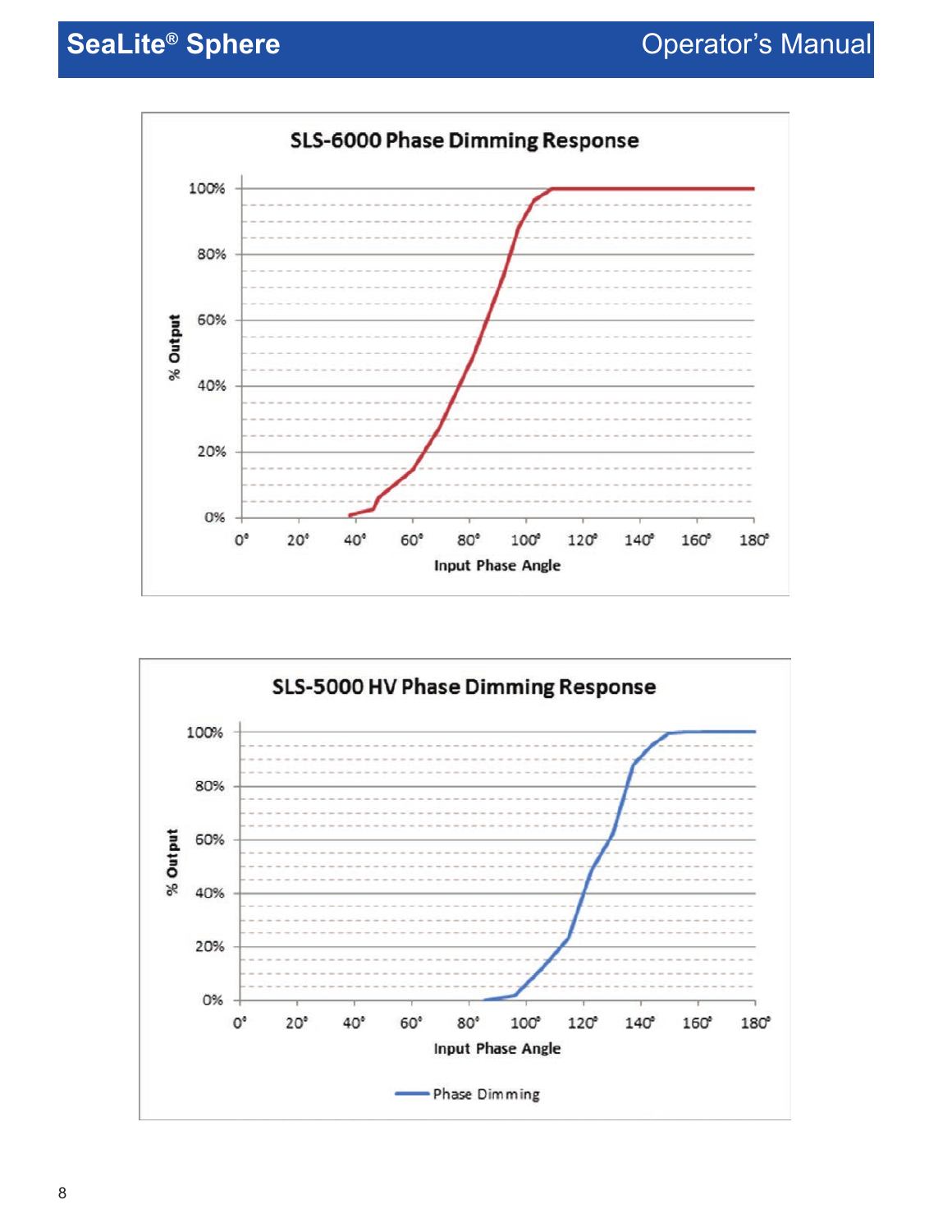**SLS-6000 Phase Dimming Response**

% Output

100%
80%
60%
40%
20%
0%

0° 20° 40° 60° 80° 100° 120° 140° 160° 180°

Input Phase Angle

**SLS-5000 HV Phase Dimming Response**

% Output

100%
80%
60%
40%
20%
0%

0° 20° 40° 60° 80° 100° 120° 140° 160° 180°

Input Phase Angle

Phase Dimming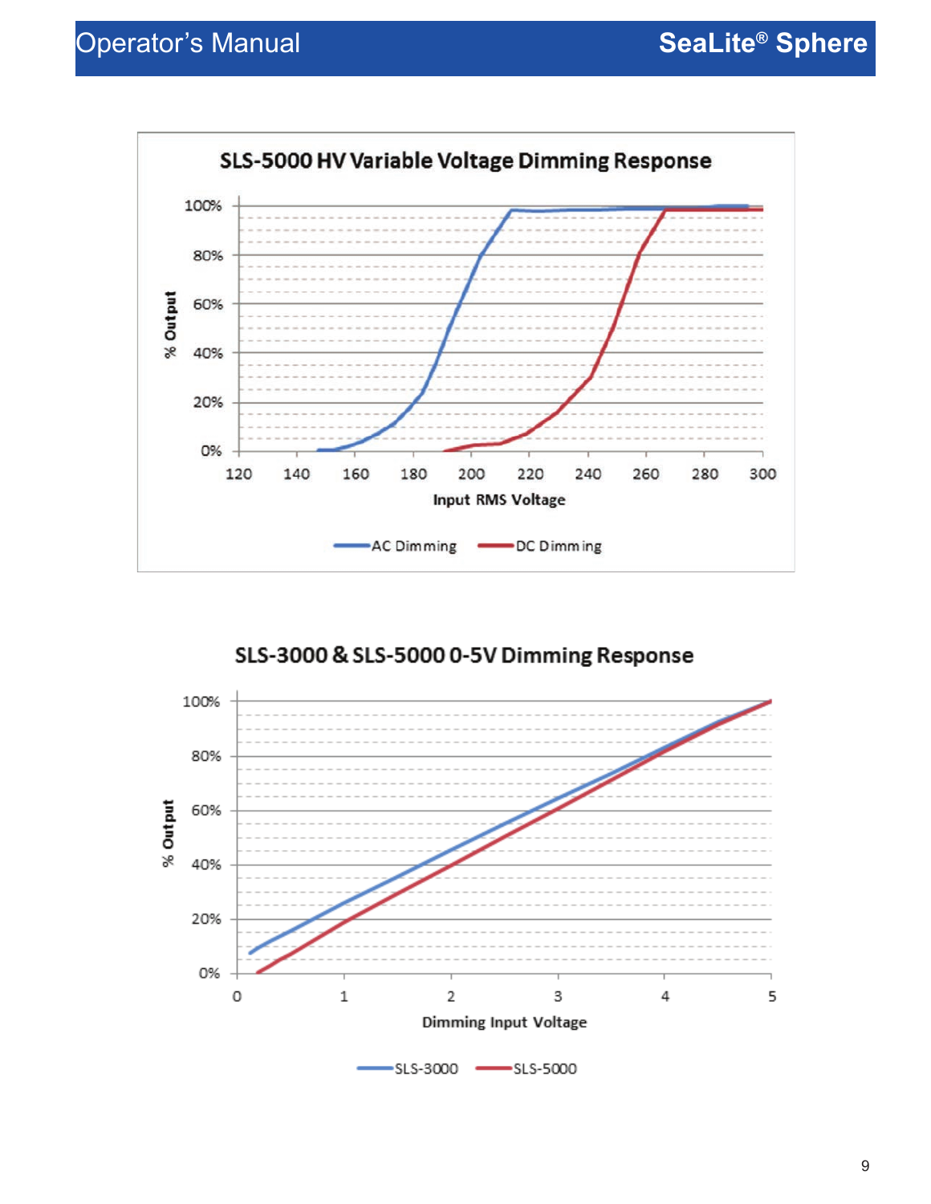**SLS-5000 HV Variable Voltage Dimming Response**

**SLS-3000 & SLS-5000 0-5V Dimming Response**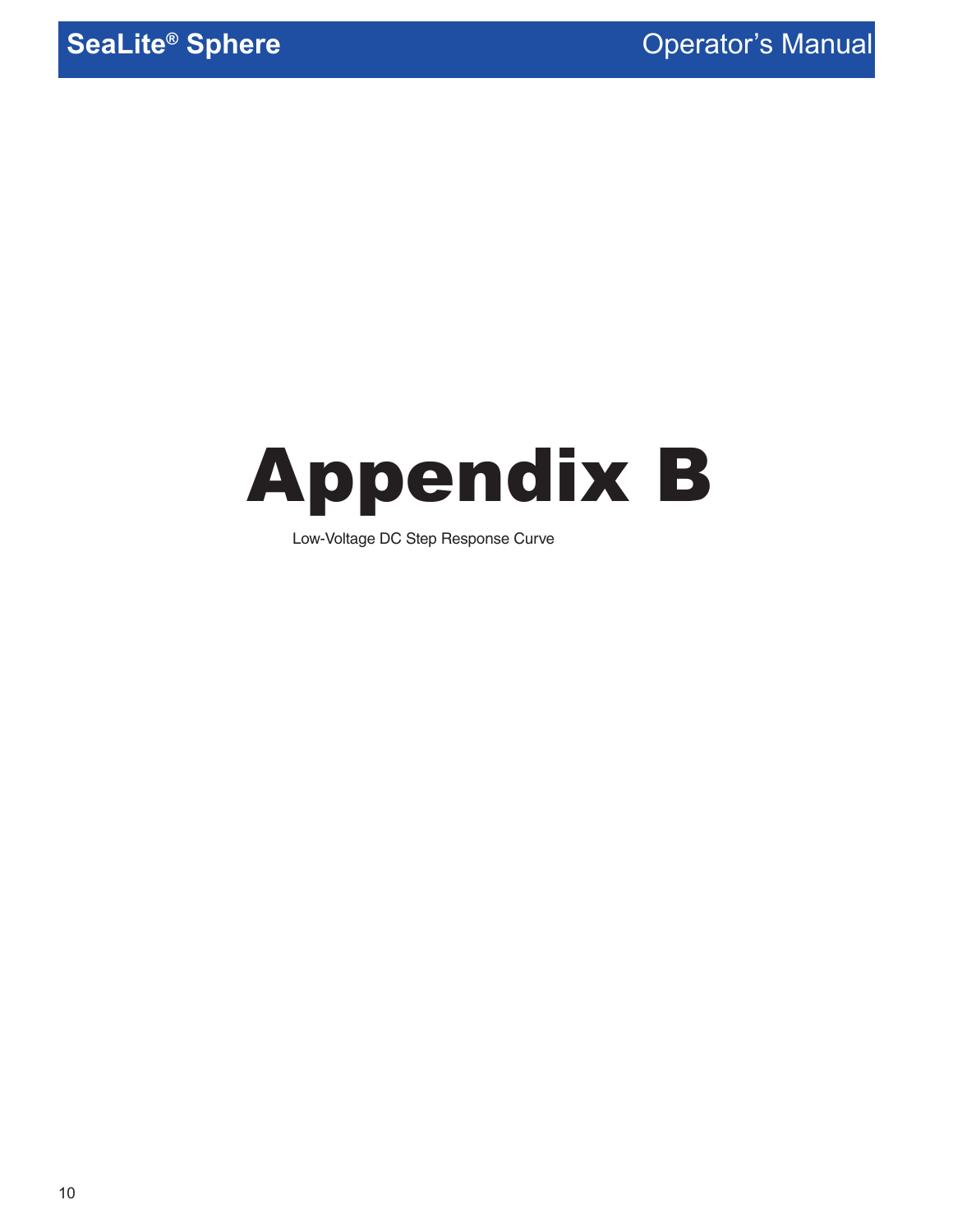# Appendix B

Low-Voltage DC Step Response Curve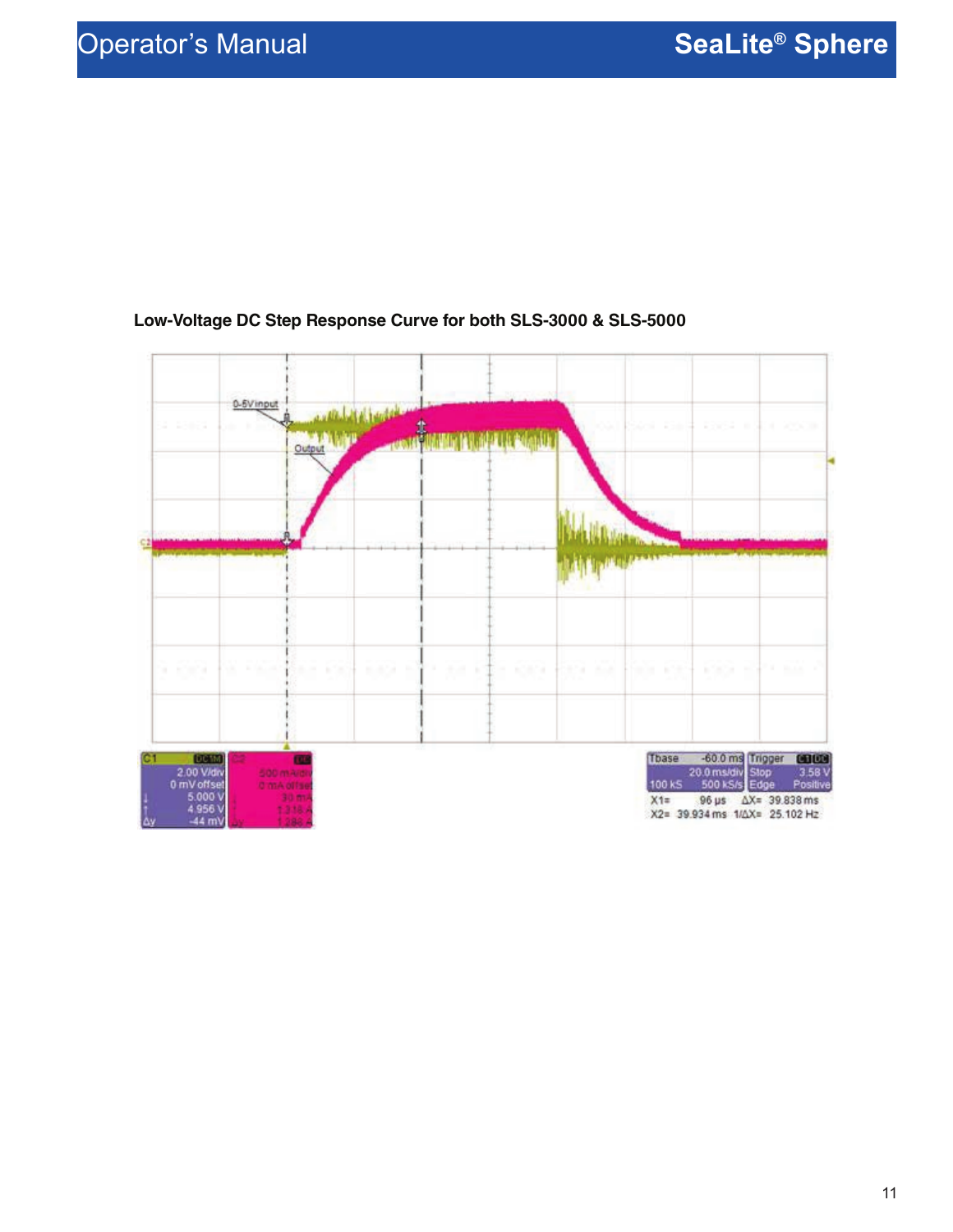**Low-Voltage DC Step Response Curve for both SLS-3000 & SLS-5000**

0-5V input

Output

C2

C1 DC1M
2.00 V/div
0 mV offset
5.000 V
4.956 V
Δy -44 mV

C2 DC
500 mA/div
0 mA offset
30 mA
1.318 A
Δy 1.288 A

Tbase -60.0 ms
20.0 ms/div
100 kS 500 kS/s

Trigger C1 DC
Stop 3.58 V
Edge Positive

X1= 96 µs ΔX= 39.838 ms
X2= 39.934 ms 1/ΔX= 25.102 Hz